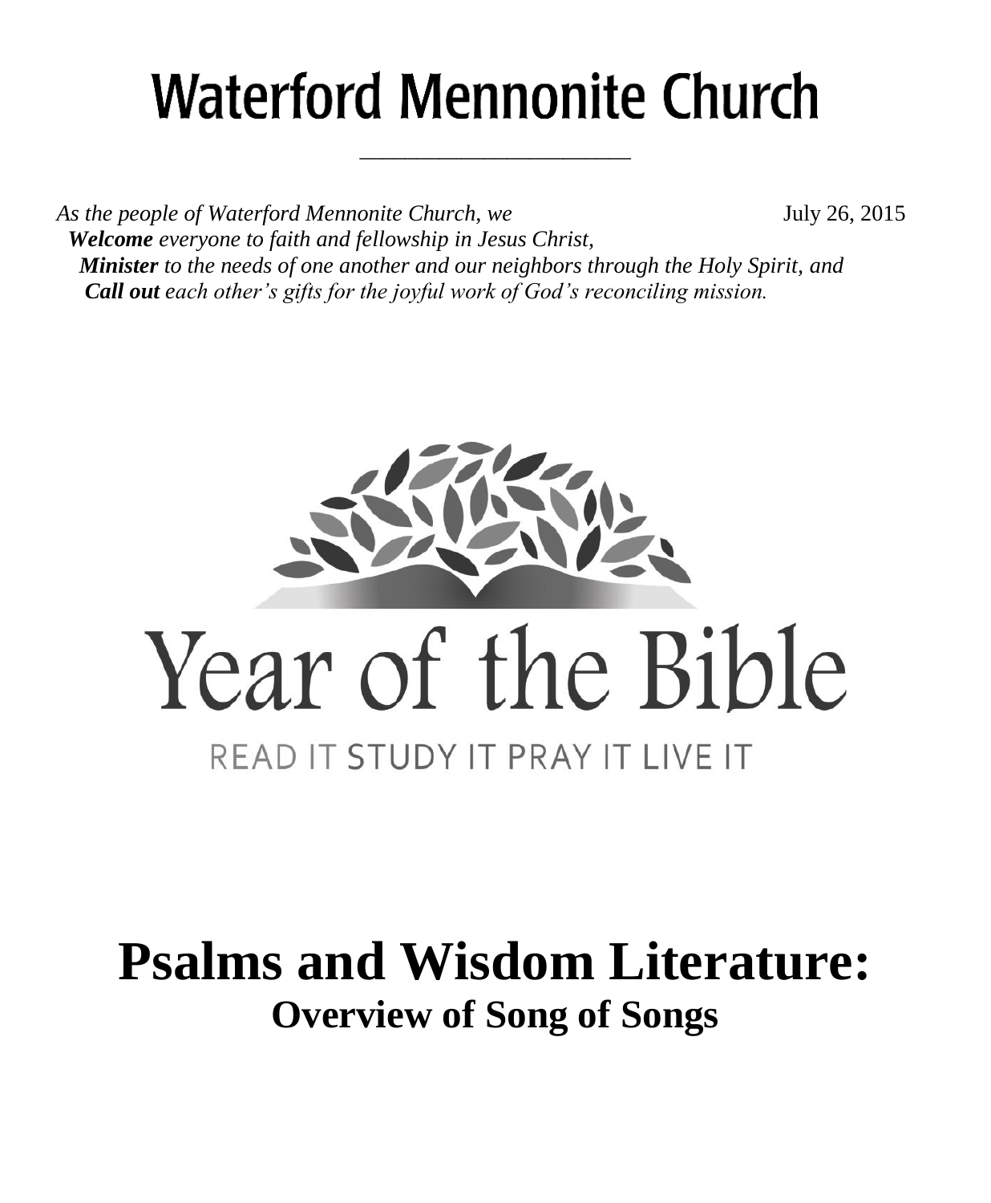# Waterford Mennonite Church

*As the people of Waterford Mennonite Church, we* July 26, 2015

***Welcome*** *everyone to faith and fellowship in Jesus Christ,*

***Minister*** *to the needs of one another and our neighbors through the Holy Spirit, and*

***Call out*** *each other's gifts for the joyful work of God's reconciling mission.*

Year of the Bible

READ IT STUDY IT PRAY IT LIVE IT

# Psalms and Wisdom Literature:

## Overview of Song of Songs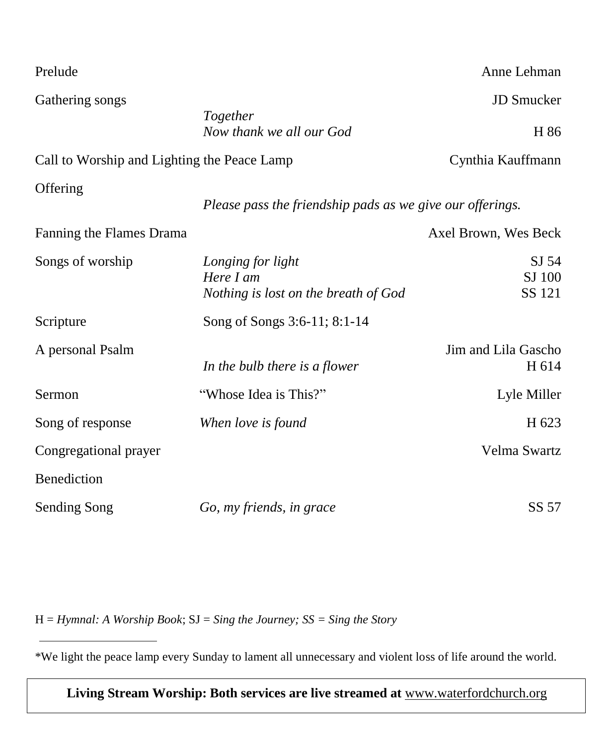| | | |
|---|---|---|
| Prelude | | Anne Lehman |
| Gathering songs | *Together* | JD Smucker |
| | *Now thank we all our God* | H 86 |
| Call to Worship and Lighting the Peace Lamp | | Cynthia Kauffmann |
| Offering | *Please pass the friendship pads as we give our offerings.* | |
| Fanning the Flames Drama | | Axel Brown, Wes Beck |
| Songs of worship | *Longing for light* | SJ 54 |
| | *Here I am* | SJ 100 |
| | *Nothing is lost on the breath of God* | SS 121 |
| Scripture | Song of Songs 3:6-11; 8:1-14 | |
| A personal Psalm | | Jim and Lila Gascho |
| | *In the bulb there is a flower* | H 614 |
| Sermon | "Whose Idea is This?" | Lyle Miller |
| Song of response | *When love is found* | H 623 |
| Congregational prayer | | Velma Swartz |
| Benediction | | |
| Sending Song | *Go, my friends, in grace* | SS 57 |

H = *Hymnal: A Worship Book*; SJ = *Sing the Journey; SS = Sing the Story*

---

*We light the peace lamp every Sunday to lament all unnecessary and violent loss of life around the world.

**Living Stream Worship: Both services are live streamed at** www.waterfordchurch.org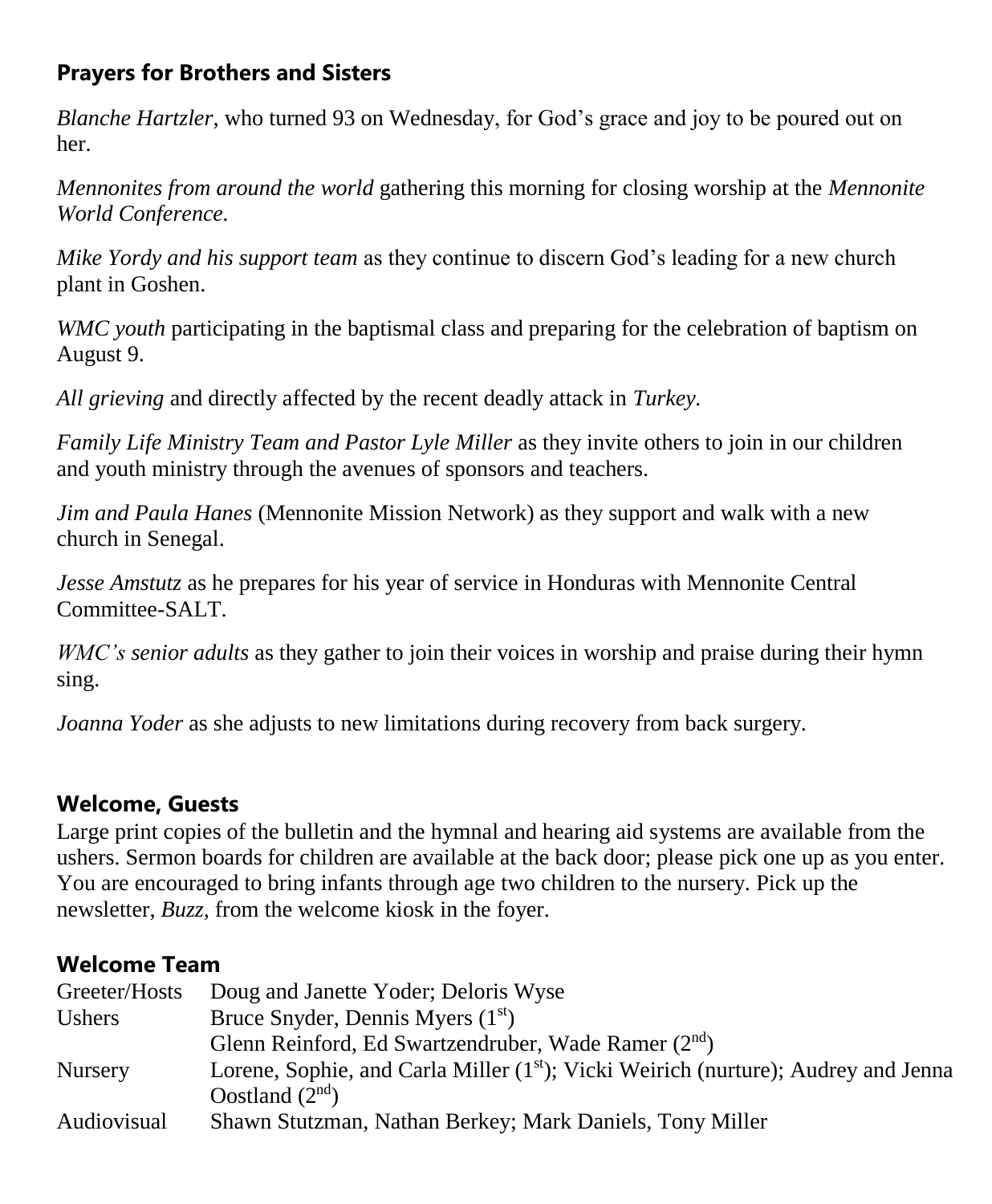## Prayers for Brothers and Sisters

*Blanche Hartzler,* who turned 93 on Wednesday, for God's grace and joy to be poured out on her.

*Mennonites from around the world* gathering this morning for closing worship at the *Mennonite World Conference.*

*Mike Yordy and his support team* as they continue to discern God's leading for a new church plant in Goshen.

*WMC youth* participating in the baptismal class and preparing for the celebration of baptism on August 9.

*All grieving* and directly affected by the recent deadly attack in *Turkey.*

*Family Life Ministry Team and Pastor Lyle Miller* as they invite others to join in our children and youth ministry through the avenues of sponsors and teachers.

*Jim and Paula Hanes* (Mennonite Mission Network) as they support and walk with a new church in Senegal.

*Jesse Amstutz* as he prepares for his year of service in Honduras with Mennonite Central Committee-SALT.

*WMC's senior adults* as they gather to join their voices in worship and praise during their hymn sing.

*Joanna Yoder* as she adjusts to new limitations during recovery from back surgery.

## Welcome, Guests

Large print copies of the bulletin and the hymnal and hearing aid systems are available from the ushers. Sermon boards for children are available at the back door; please pick one up as you enter. You are encouraged to bring infants through age two children to the nursery. Pick up the newsletter, *Buzz,* from the welcome kiosk in the foyer.

## Welcome Team

| | |
|---|---|
| Greeter/Hosts | Doug and Janette Yoder; Deloris Wyse |
| Ushers | Bruce Snyder, Dennis Myers (1st) |
| | Glenn Reinford, Ed Swartzendruber, Wade Ramer (2nd) |
| Nursery | Lorene, Sophie, and Carla Miller (1st); Vicki Weirich (nurture); Audrey and Jenna Oostland (2nd) |
| Audiovisual | Shawn Stutzman, Nathan Berkey; Mark Daniels, Tony Miller |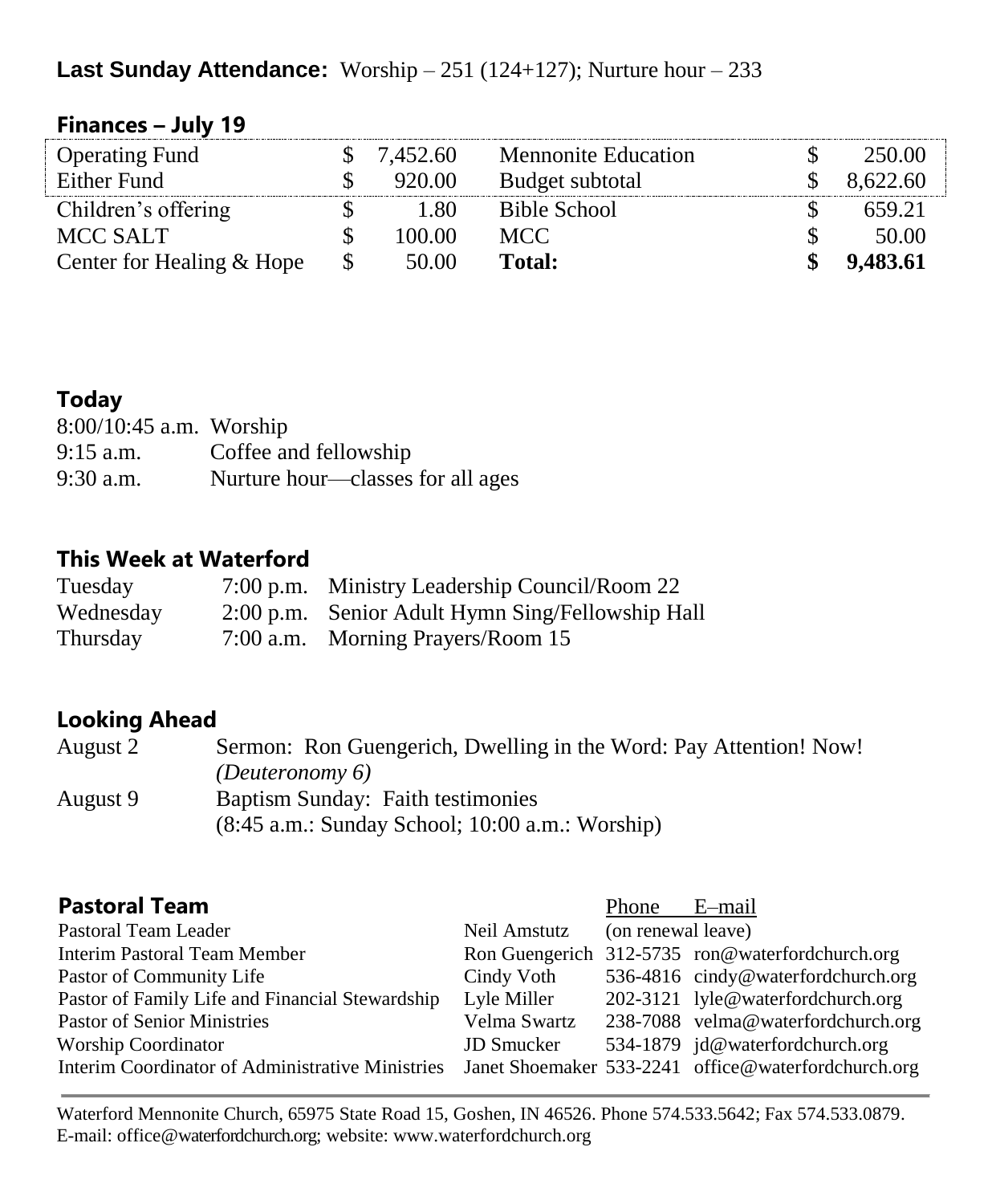**Last Sunday Attendance:** Worship – 251 (124+127); Nurture hour – 233

## Finances – July 19

| | | | |
|---|---|---|---|
| Operating Fund | $ 7,452.60 | Mennonite Education | $ 250.00 |
| Either Fund | $ 920.00 | Budget subtotal | $ 8,622.60 |
| Children's offering | $ 1.80 | Bible School | $ 659.21 |
| MCC SALT | $ 100.00 | MCC | $ 50.00 |
| Center for Healing & Hope | $ 50.00 | **Total:** | **$ 9,483.61** |

## Today

| | |
|---|---|
| 8:00/10:45 a.m. | Worship |
| 9:15 a.m. | Coffee and fellowship |
| 9:30 a.m. | Nurture hour—classes for all ages |

## This Week at Waterford

| | | |
|---|---|---|
| Tuesday | 7:00 p.m. | Ministry Leadership Council/Room 22 |
| Wednesday | 2:00 p.m. | Senior Adult Hymn Sing/Fellowship Hall |
| Thursday | 7:00 a.m. | Morning Prayers/Room 15 |

## Looking Ahead

| | |
|---|---|
| August 2 | Sermon: Ron Guengerich, Dwelling in the Word: Pay Attention! Now! *(Deuteronomy 6)* |
| August 9 | Baptism Sunday: Faith testimonies (8:45 a.m.: Sunday School; 10:00 a.m.: Worship) |

## Pastoral Team

| | | Phone | E–mail |
|---|---|---|---|
| Pastoral Team Leader | Neil Amstutz | (on renewal leave) | |
| Interim Pastoral Team Member | Ron Guengerich | 312-5735 | ron@waterfordchurch.org |
| Pastor of Community Life | Cindy Voth | 536-4816 | cindy@waterfordchurch.org |
| Pastor of Family Life and Financial Stewardship | Lyle Miller | 202-3121 | lyle@waterfordchurch.org |
| Pastor of Senior Ministries | Velma Swartz | 238-7088 | velma@waterfordchurch.org |
| Worship Coordinator | JD Smucker | 534-1879 | jd@waterfordchurch.org |
| Interim Coordinator of Administrative Ministries | Janet Shoemaker | 533-2241 | office@waterfordchurch.org |

Waterford Mennonite Church, 65975 State Road 15, Goshen, IN 46526. Phone 574.533.5642; Fax 574.533.0879. E-mail: office@waterfordchurch.org; website: www.waterfordchurch.org